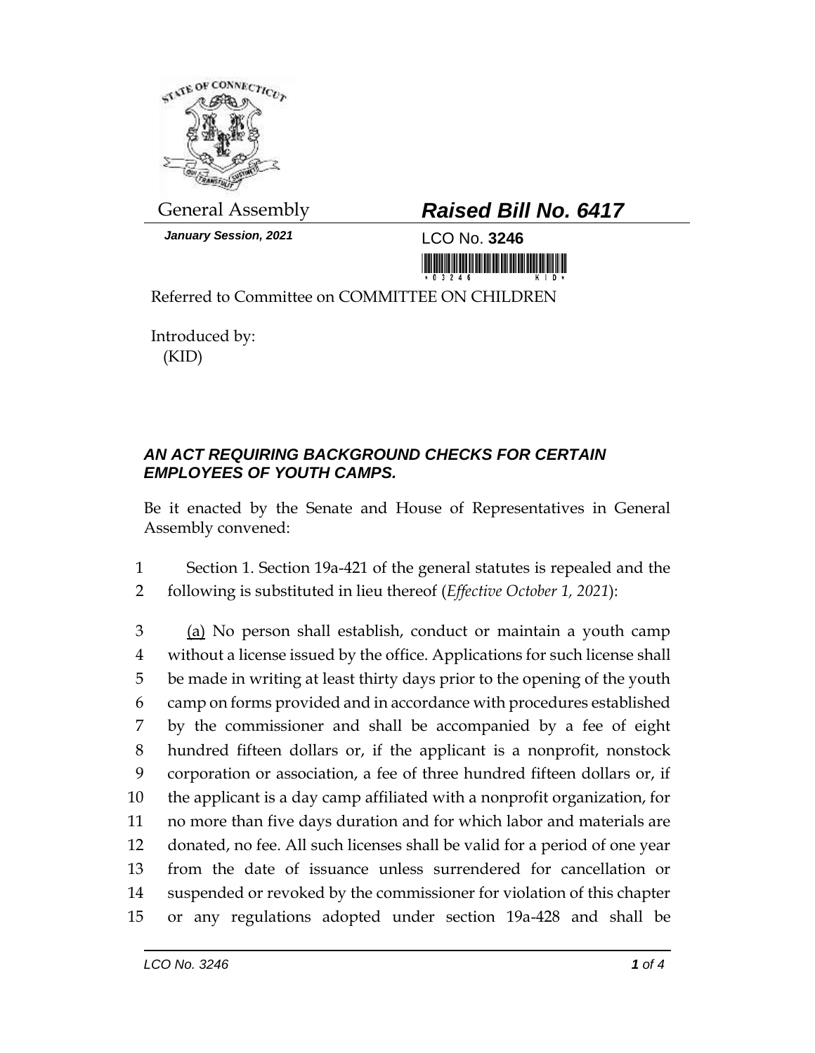General Assembly

**Raised Bill No. 6417**

*January Session, 2021*

LCO No. **3246**

Referred to Committee on COMMITTEE ON CHILDREN

Introduced by:
(KID)

***AN ACT REQUIRING BACKGROUND CHECKS FOR CERTAIN EMPLOYEES OF YOUTH CAMPS.***

Be it enacted by the Senate and House of Representatives in General Assembly convened:

1 Section 1. Section 19a-421 of the general statutes is repealed and the
2 following is substituted in lieu thereof (*Effective October 1, 2021*):

3 (a) No person shall establish, conduct or maintain a youth camp
4 without a license issued by the office. Applications for such license shall
5 be made in writing at least thirty days prior to the opening of the youth
6 camp on forms provided and in accordance with procedures established
7 by the commissioner and shall be accompanied by a fee of eight
8 hundred fifteen dollars or, if the applicant is a nonprofit, nonstock
9 corporation or association, a fee of three hundred fifteen dollars or, if
10 the applicant is a day camp affiliated with a nonprofit organization, for
11 no more than five days duration and for which labor and materials are
12 donated, no fee. All such licenses shall be valid for a period of one year
13 from the date of issuance unless surrendered for cancellation or
14 suspended or revoked by the commissioner for violation of this chapter
15 or any regulations adopted under section 19a-428 and shall be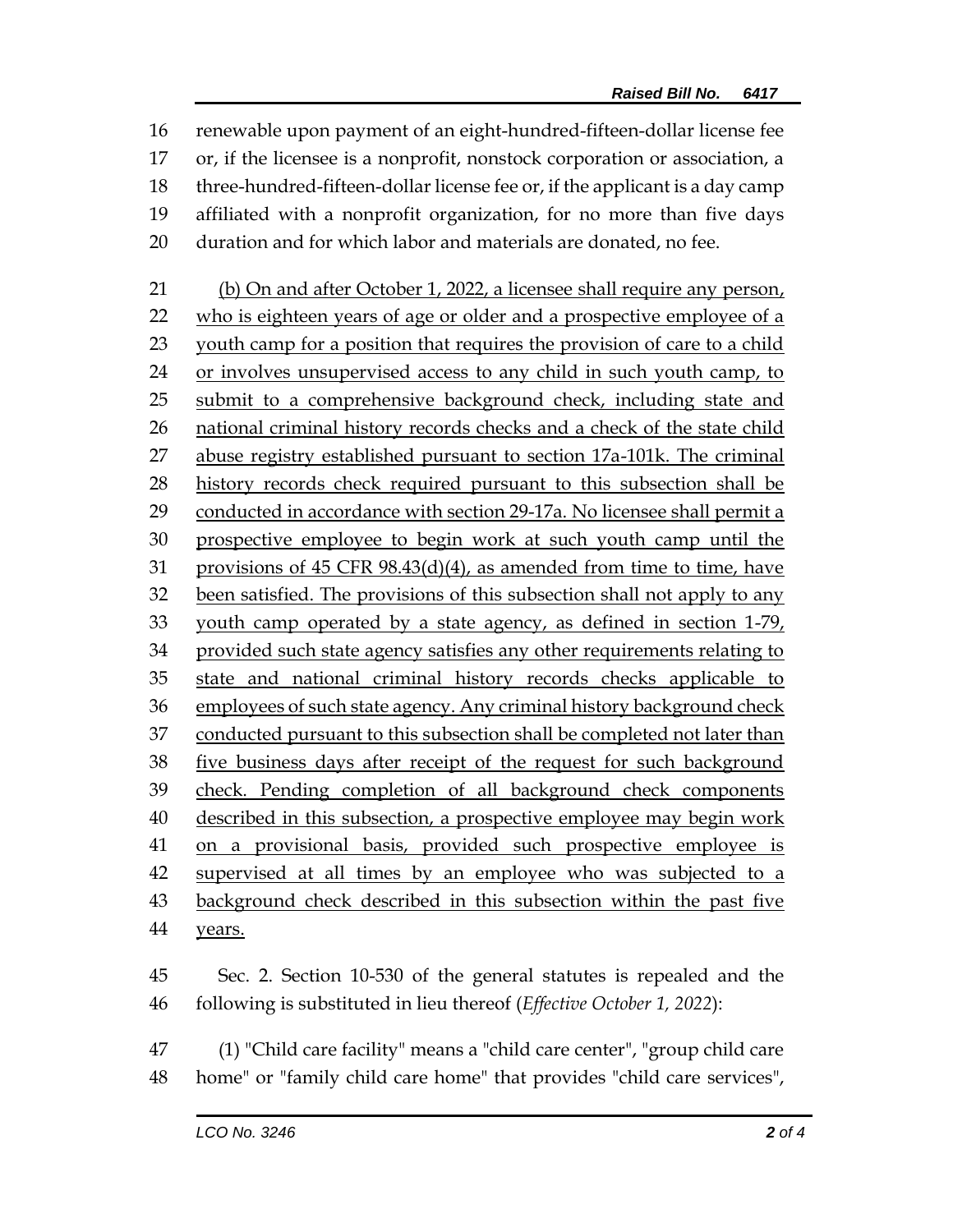16 renewable upon payment of an eight-hundred-fifteen-dollar license fee
17 or, if the licensee is a nonprofit, nonstock corporation or association, a
18 three-hundred-fifteen-dollar license fee or, if the applicant is a day camp
19 affiliated with a nonprofit organization, for no more than five days
20 duration and for which labor and materials are donated, no fee.

21 <u>(b) On and after October 1, 2022, a licensee shall require any person,</u>
22 <u>who is eighteen years of age or older and a prospective employee of a</u>
23 <u>youth camp for a position that requires the provision of care to a child</u>
24 <u>or involves unsupervised access to any child in such youth camp, to</u>
25 <u>submit to a comprehensive background check, including state and</u>
26 <u>national criminal history records checks and a check of the state child</u>
27 <u>abuse registry established pursuant to section 17a-101k. The criminal</u>
28 <u>history records check required pursuant to this subsection shall be</u>
29 <u>conducted in accordance with section 29-17a. No licensee shall permit a</u>
30 <u>prospective employee to begin work at such youth camp until the</u>
31 <u>provisions of 45 CFR 98.43(d)(4), as amended from time to time, have</u>
32 <u>been satisfied. The provisions of this subsection shall not apply to any</u>
33 <u>youth camp operated by a state agency, as defined in section 1-79,</u>
34 <u>provided such state agency satisfies any other requirements relating to</u>
35 <u>state and national criminal history records checks applicable to</u>
36 <u>employees of such state agency. Any criminal history background check</u>
37 <u>conducted pursuant to this subsection shall be completed not later than</u>
38 <u>five business days after receipt of the request for such background</u>
39 <u>check. Pending completion of all background check components</u>
40 <u>described in this subsection, a prospective employee may begin work</u>
41 <u>on a provisional basis, provided such prospective employee is</u>
42 <u>supervised at all times by an employee who was subjected to a</u>
43 <u>background check described in this subsection within the past five</u>
44 <u>years.</u>

45 Sec. 2. Section 10-530 of the general statutes is repealed and the
46 following is substituted in lieu thereof (*Effective October 1, 2022*):

47 (1) "Child care facility" means a "child care center", "group child care
48 home" or "family child care home" that provides "child care services",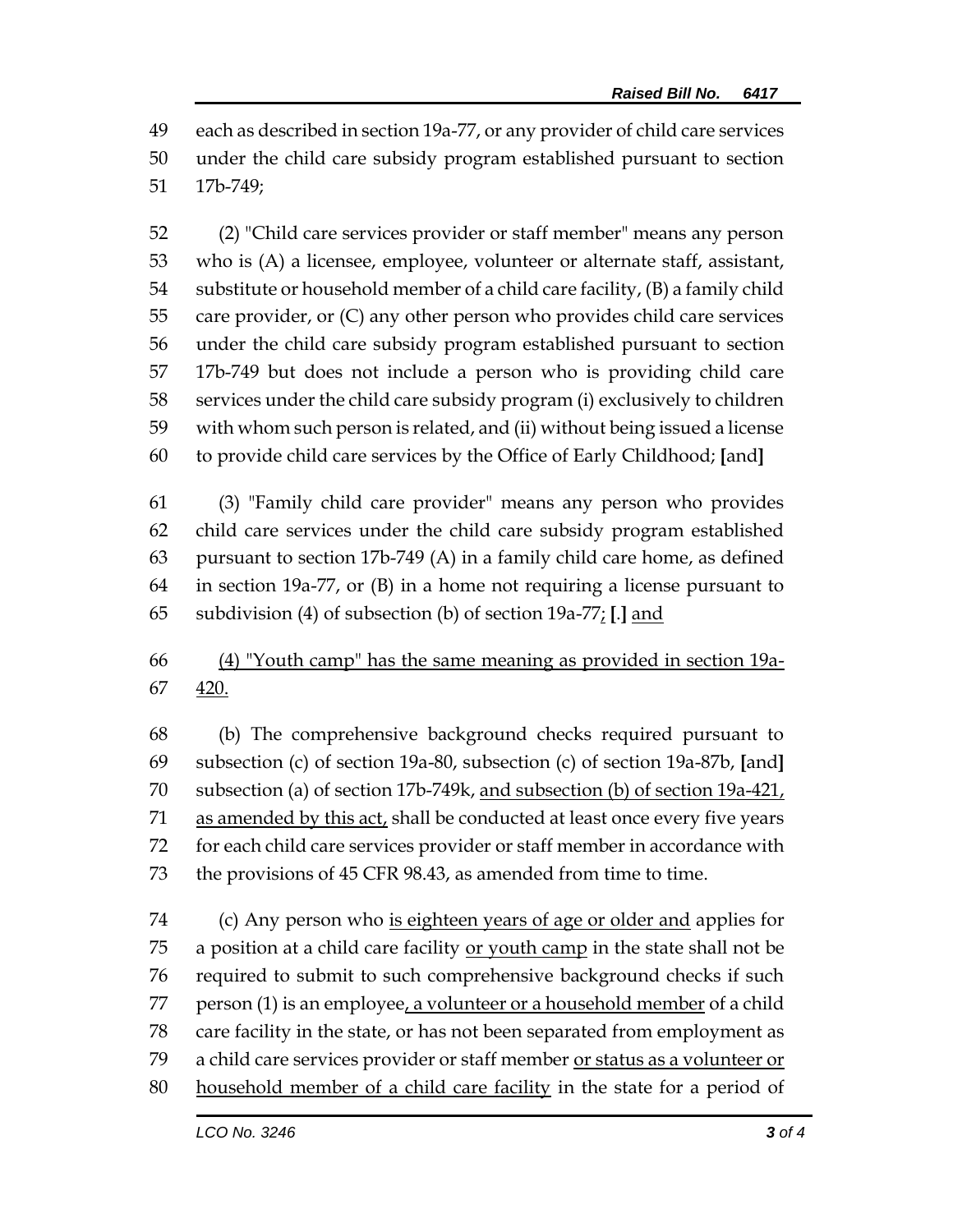each as described in section 19a-77, or any provider of child care services under the child care subsidy program established pursuant to section 17b-749;

(2) "Child care services provider or staff member" means any person who is (A) a licensee, employee, volunteer or alternate staff, assistant, substitute or household member of a child care facility, (B) a family child care provider, or (C) any other person who provides child care services under the child care subsidy program established pursuant to section 17b-749 but does not include a person who is providing child care services under the child care subsidy program (i) exclusively to children with whom such person is related, and (ii) without being issued a license to provide child care services by the Office of Early Childhood; [and]

(3) "Family child care provider" means any person who provides child care services under the child care subsidy program established pursuant to section 17b-749 (A) in a family child care home, as defined in section 19a-77, or (B) in a home not requiring a license pursuant to subdivision (4) of subsection (b) of section 19a-77; [.] and

(4) "Youth camp" has the same meaning as provided in section 19a-420.

(b) The comprehensive background checks required pursuant to subsection (c) of section 19a-80, subsection (c) of section 19a-87b, [and] subsection (a) of section 17b-749k, and subsection (b) of section 19a-421, as amended by this act, shall be conducted at least once every five years for each child care services provider or staff member in accordance with the provisions of 45 CFR 98.43, as amended from time to time.

(c) Any person who is eighteen years of age or older and applies for a position at a child care facility or youth camp in the state shall not be required to submit to such comprehensive background checks if such person (1) is an employee, a volunteer or a household member of a child care facility in the state, or has not been separated from employment as a child care services provider or staff member or status as a volunteer or household member of a child care facility in the state for a period of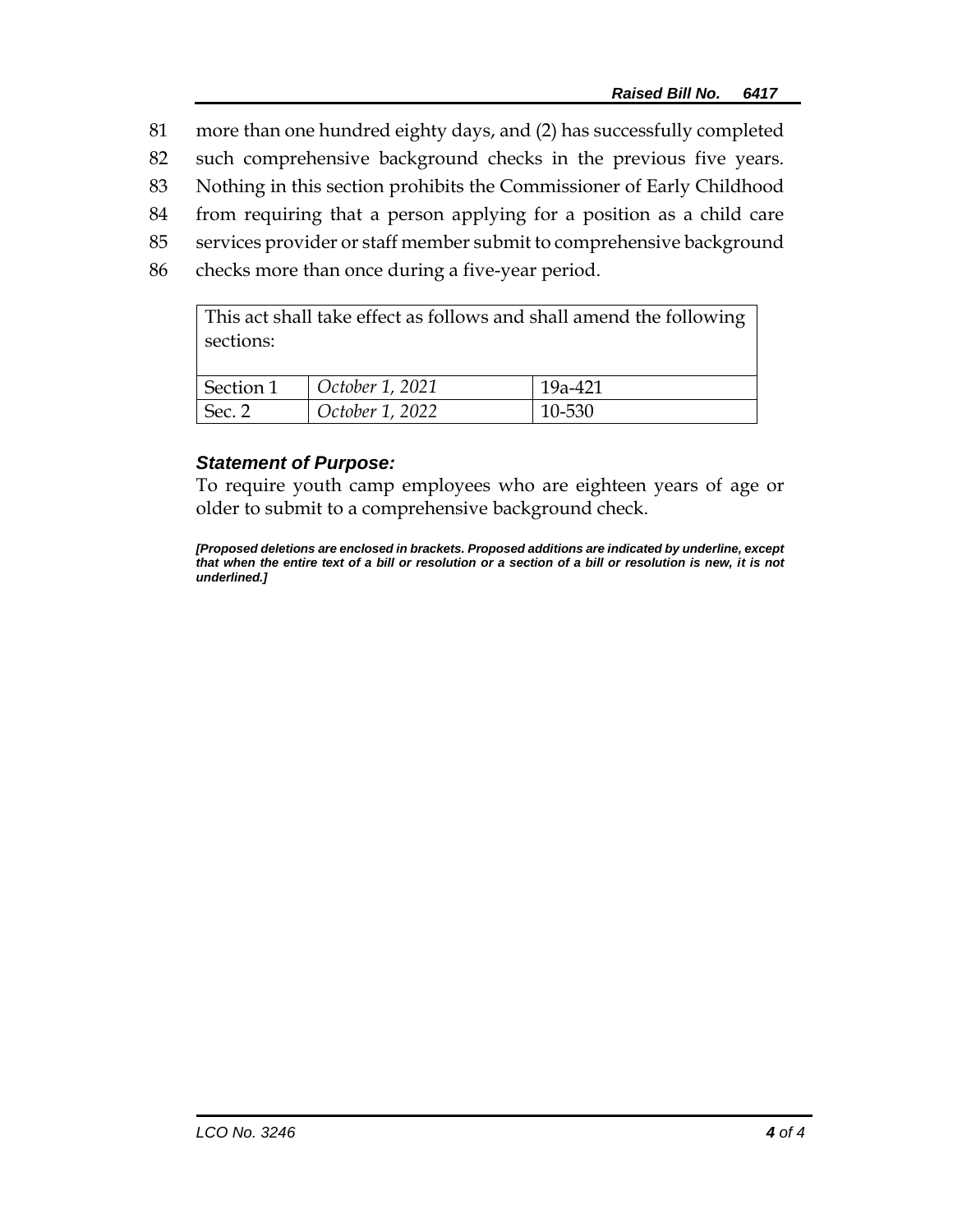81 more than one hundred eighty days, and (2) has successfully completed
82 such comprehensive background checks in the previous five years.
83 Nothing in this section prohibits the Commissioner of Early Childhood
84 from requiring that a person applying for a position as a child care
85 services provider or staff member submit to comprehensive background
86 checks more than once during a five-year period.

| This act shall take effect as follows and shall amend the following sections: | | |
|---|---|---|
| Section 1 | *October 1, 2021* | 19a-421 |
| Sec. 2 | *October 1, 2022* | 10-530 |

### *Statement of Purpose:*

To require youth camp employees who are eighteen years of age or older to submit to a comprehensive background check.

***[Proposed deletions are enclosed in brackets. Proposed additions are indicated by underline, except that when the entire text of a bill or resolution or a section of a bill or resolution is new, it is not underlined.]***